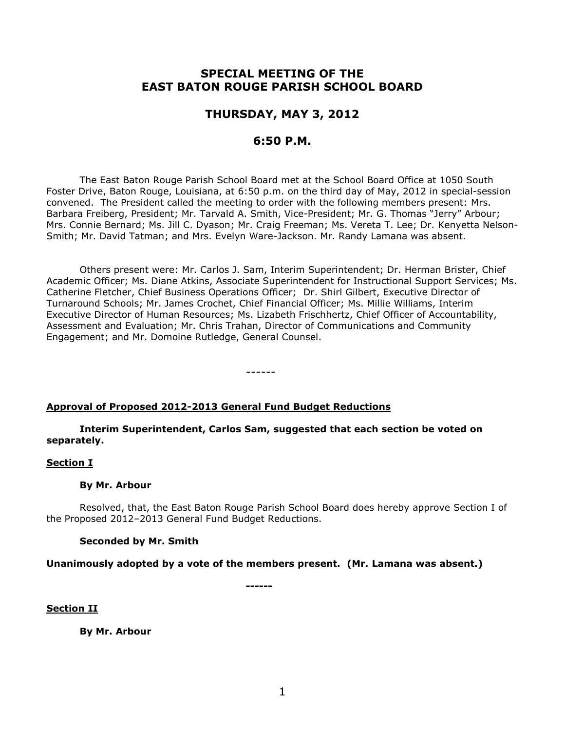# SPECIAL MEETING OF THE EAST BATON ROUGE PARISH SCHOOL BOARD

## THURSDAY, MAY 3, 2012

## 6:50 P.M.

The East Baton Rouge Parish School Board met at the School Board Office at 1050 South Foster Drive, Baton Rouge, Louisiana, at 6:50 p.m. on the third day of May, 2012 in special-session convened. The President called the meeting to order with the following members present: Mrs. Barbara Freiberg, President; Mr. Tarvald A. Smith, Vice-President; Mr. G. Thomas "Jerry" Arbour; Mrs. Connie Bernard; Ms. Jill C. Dyason; Mr. Craig Freeman; Ms. Vereta T. Lee; Dr. Kenyetta Nelson-Smith; Mr. David Tatman; and Mrs. Evelyn Ware-Jackson. Mr. Randy Lamana was absent.

Others present were: Mr. Carlos J. Sam, Interim Superintendent; Dr. Herman Brister, Chief Academic Officer; Ms. Diane Atkins, Associate Superintendent for Instructional Support Services; Ms. Catherine Fletcher, Chief Business Operations Officer; Dr. Shirl Gilbert, Executive Director of Turnaround Schools; Mr. James Crochet, Chief Financial Officer; Ms. Millie Williams, Interim Executive Director of Human Resources; Ms. Lizabeth Frischhertz, Chief Officer of Accountability, Assessment and Evaluation; Mr. Chris Trahan, Director of Communications and Community Engagement; and Mr. Domoine Rutledge, General Counsel.

------

**Approval of Proposed 2012-2013 General Fund Budget Reductions**

**Interim Superintendent, Carlos Sam, suggested that each section be voted on separately.**

**Section I**

**By Mr. Arbour**

Resolved, that, the East Baton Rouge Parish School Board does hereby approve Section I of the Proposed 2012–2013 General Fund Budget Reductions.

**Seconded by Mr. Smith**

**Unanimously adopted by a vote of the members present. (Mr. Lamana was absent.)**

**------**

**Section II**

**By Mr. Arbour**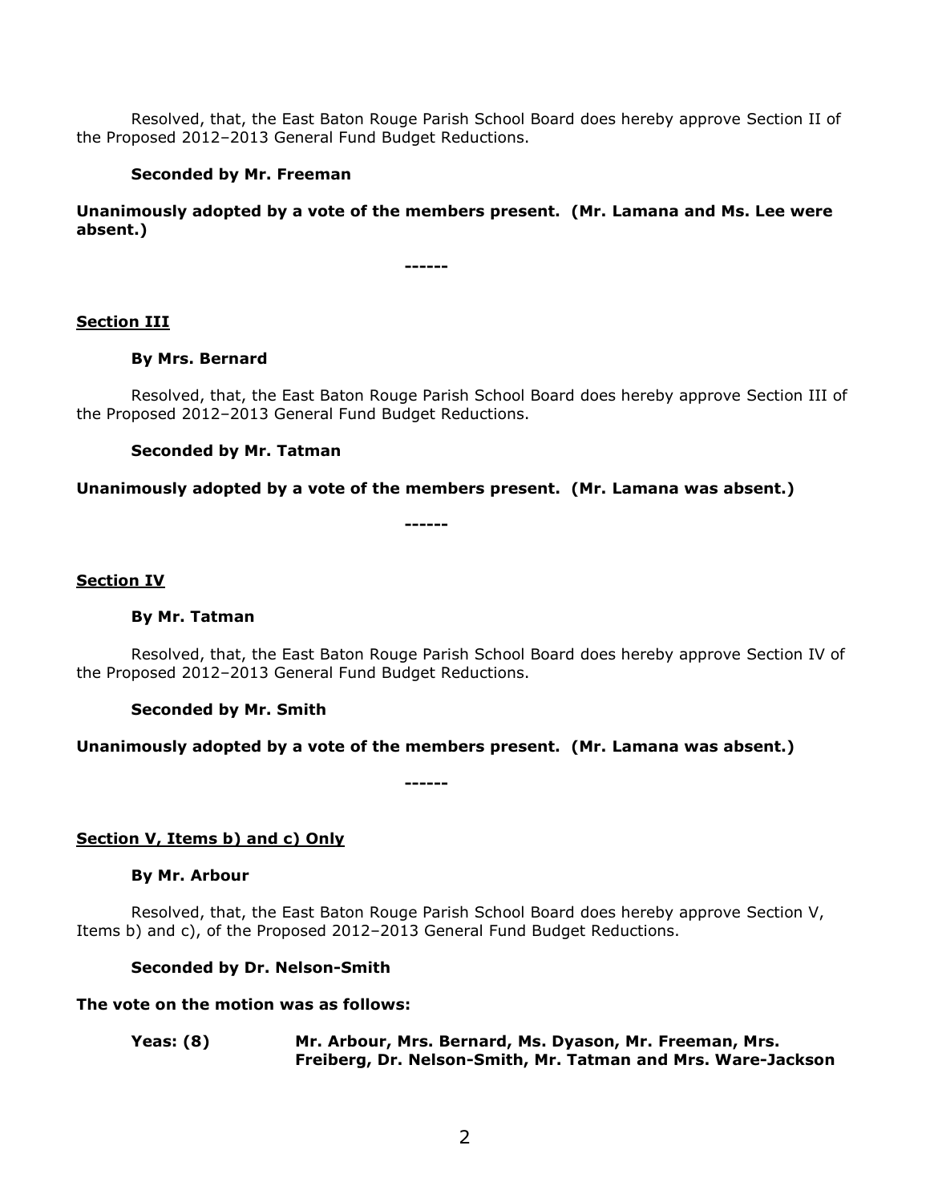Resolved, that, the East Baton Rouge Parish School Board does hereby approve Section II of the Proposed 2012–2013 General Fund Budget Reductions.

**Seconded by Mr. Freeman**

**Unanimously adopted by a vote of the members present. (Mr. Lamana and Ms. Lee were absent.)**

**------**

**Section III**

**By Mrs. Bernard**

Resolved, that, the East Baton Rouge Parish School Board does hereby approve Section III of the Proposed 2012–2013 General Fund Budget Reductions.

**Seconded by Mr. Tatman**

**Unanimously adopted by a vote of the members present. (Mr. Lamana was absent.)**

**------**

**Section IV**

**By Mr. Tatman**

Resolved, that, the East Baton Rouge Parish School Board does hereby approve Section IV of the Proposed 2012–2013 General Fund Budget Reductions.

**Seconded by Mr. Smith**

**Unanimously adopted by a vote of the members present. (Mr. Lamana was absent.)**

**------**

**Section V, Items b) and c) Only**

**By Mr. Arbour**

Resolved, that, the East Baton Rouge Parish School Board does hereby approve Section V, Items b) and c), of the Proposed 2012–2013 General Fund Budget Reductions.

**Seconded by Dr. Nelson-Smith**

**The vote on the motion was as follows:**

**Yeas: (8)** **Mr. Arbour, Mrs. Bernard, Ms. Dyason, Mr. Freeman, Mrs. Freiberg, Dr. Nelson-Smith, Mr. Tatman and Mrs. Ware-Jackson**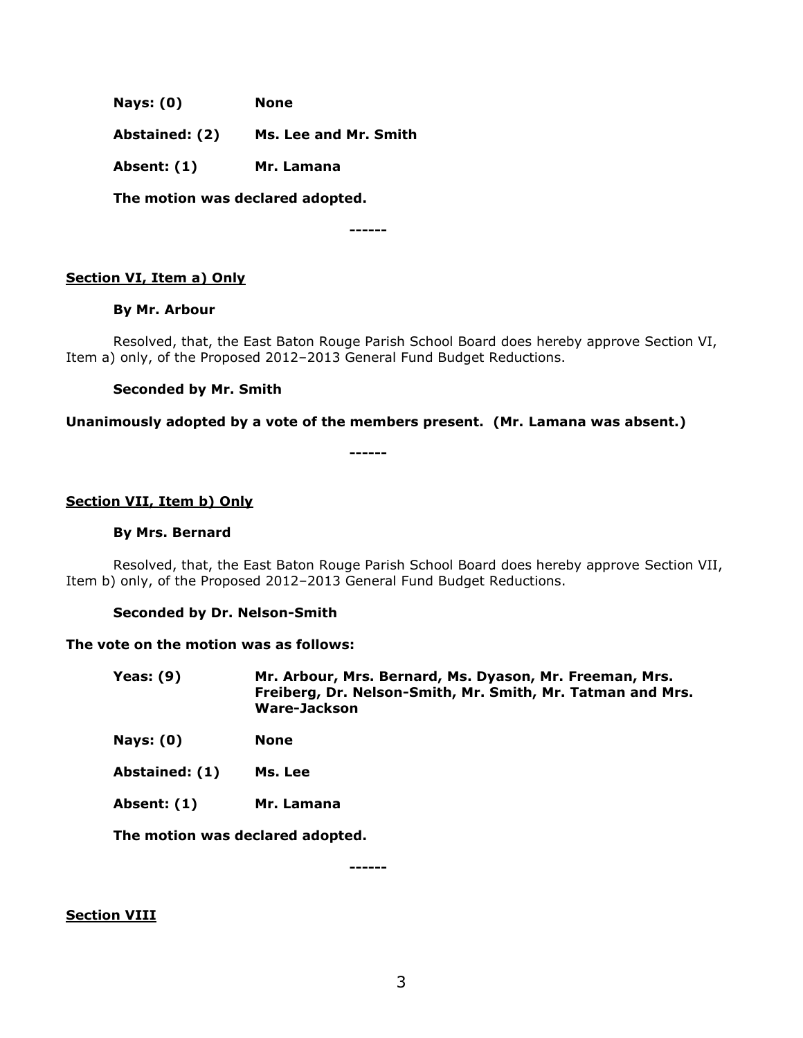**Nays: (0)** **None**

**Abstained: (2)** **Ms. Lee and Mr. Smith**

**Absent: (1)** **Mr. Lamana**

**The motion was declared adopted.**

------

**Section VI, Item a) Only**

**By Mr. Arbour**

Resolved, that, the East Baton Rouge Parish School Board does hereby approve Section VI, Item a) only, of the Proposed 2012–2013 General Fund Budget Reductions.

**Seconded by Mr. Smith**

**Unanimously adopted by a vote of the members present. (Mr. Lamana was absent.)**

------

**Section VII, Item b) Only**

**By Mrs. Bernard**

Resolved, that, the East Baton Rouge Parish School Board does hereby approve Section VII, Item b) only, of the Proposed 2012–2013 General Fund Budget Reductions.

**Seconded by Dr. Nelson-Smith**

**The vote on the motion was as follows:**

**Yeas: (9)** **Mr. Arbour, Mrs. Bernard, Ms. Dyason, Mr. Freeman, Mrs. Freiberg, Dr. Nelson-Smith, Mr. Smith, Mr. Tatman and Mrs. Ware-Jackson**

**Nays: (0)** **None**

**Abstained: (1)** **Ms. Lee**

**Absent: (1)** **Mr. Lamana**

**The motion was declared adopted.**

------

**Section VIII**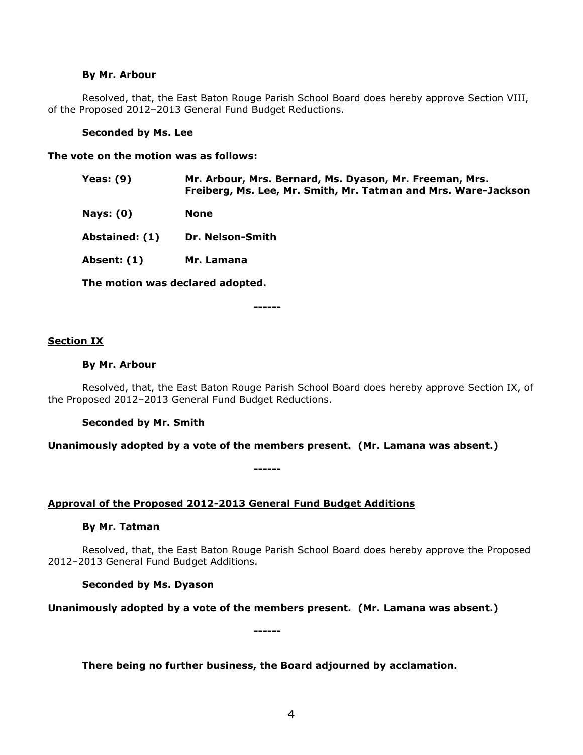**By Mr. Arbour**

Resolved, that, the East Baton Rouge Parish School Board does hereby approve Section VIII, of the Proposed 2012–2013 General Fund Budget Reductions.

**Seconded by Ms. Lee**

**The vote on the motion was as follows:**

| | |
|---|---|
| **Yeas: (9)** | **Mr. Arbour, Mrs. Bernard, Ms. Dyason, Mr. Freeman, Mrs. Freiberg, Ms. Lee, Mr. Smith, Mr. Tatman and Mrs. Ware-Jackson** |
| **Nays: (0)** | **None** |
| **Abstained: (1)** | **Dr. Nelson-Smith** |
| **Absent: (1)** | **Mr. Lamana** |

**The motion was declared adopted.**

**------**

**Section IX**

**By Mr. Arbour**

Resolved, that, the East Baton Rouge Parish School Board does hereby approve Section IX, of the Proposed 2012–2013 General Fund Budget Reductions.

**Seconded by Mr. Smith**

**Unanimously adopted by a vote of the members present. (Mr. Lamana was absent.)**

**------**

**Approval of the Proposed 2012-2013 General Fund Budget Additions**

**By Mr. Tatman**

Resolved, that, the East Baton Rouge Parish School Board does hereby approve the Proposed 2012–2013 General Fund Budget Additions.

**Seconded by Ms. Dyason**

**Unanimously adopted by a vote of the members present. (Mr. Lamana was absent.)**

**------**

**There being no further business, the Board adjourned by acclamation.**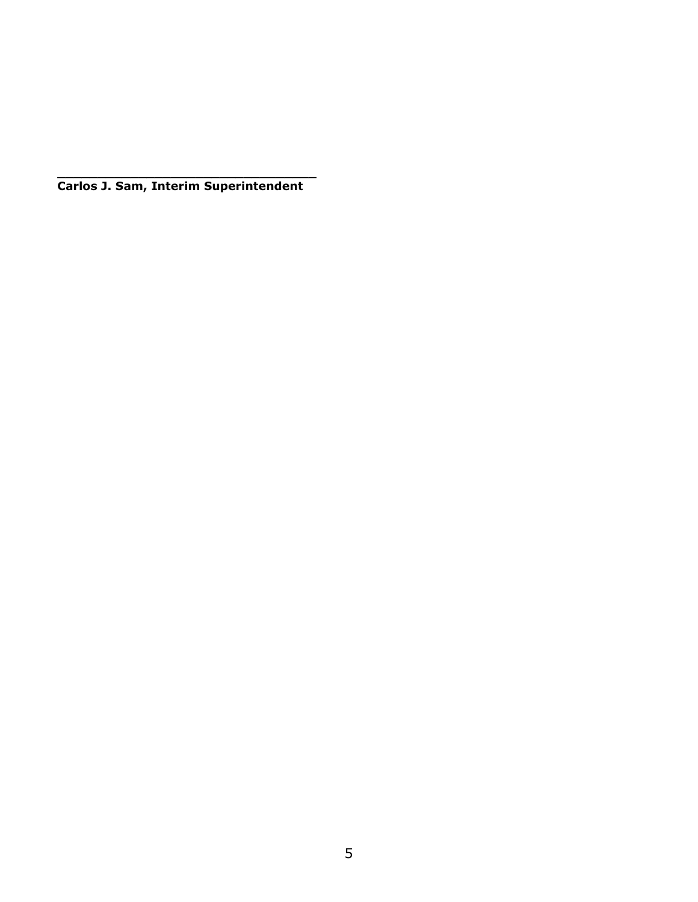___________________________________

**Carlos J. Sam, Interim Superintendent**